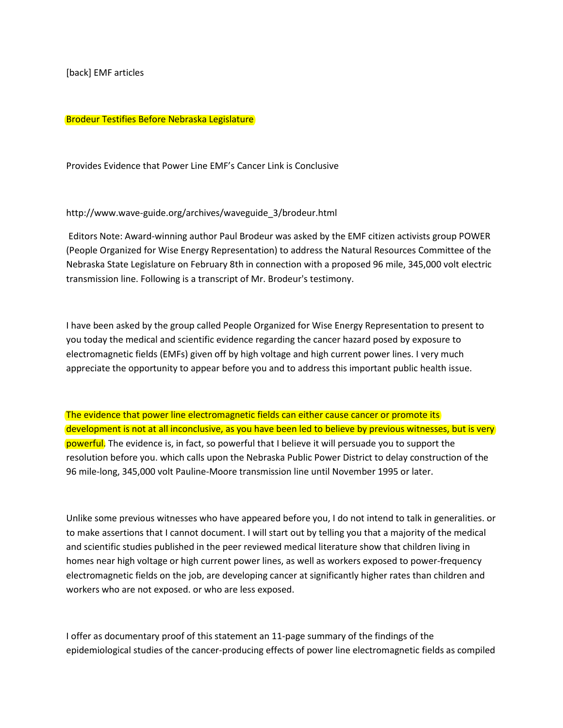[back] EMF articles

## Brodeur Testifies Before Nebraska Legislature

Provides Evidence that Power Line EMF's Cancer Link is Conclusive

http://www.wave-guide.org/archives/waveguide_3/brodeur.html

Editors Note: Award-winning author Paul Brodeur was asked by the EMF citizen activists group POWER (People Organized for Wise Energy Representation) to address the Natural Resources Committee of the Nebraska State Legislature on February 8th in connection with a proposed 96 mile, 345,000 volt electric transmission line. Following is a transcript of Mr. Brodeur's testimony.

I have been asked by the group called People Organized for Wise Energy Representation to present to you today the medical and scientific evidence regarding the cancer hazard posed by exposure to electromagnetic fields (EMFs) given off by high voltage and high current power lines. I very much appreciate the opportunity to appear before you and to address this important public health issue.

The evidence that power line electromagnetic fields can either cause cancer or promote its development is not at all inconclusive, as you have been led to believe by previous witnesses, but is very powerful. The evidence is, in fact, so powerful that I believe it will persuade you to support the resolution before you. which calls upon the Nebraska Public Power District to delay construction of the 96 mile-long, 345,000 volt Pauline-Moore transmission line until November 1995 or later.

Unlike some previous witnesses who have appeared before you, I do not intend to talk in generalities. or to make assertions that I cannot document. I will start out by telling you that a majority of the medical and scientific studies published in the peer reviewed medical literature show that children living in homes near high voltage or high current power lines, as well as workers exposed to power-frequency electromagnetic fields on the job, are developing cancer at significantly higher rates than children and workers who are not exposed. or who are less exposed.

I offer as documentary proof of this statement an 11-page summary of the findings of the epidemiological studies of the cancer-producing effects of power line electromagnetic fields as compiled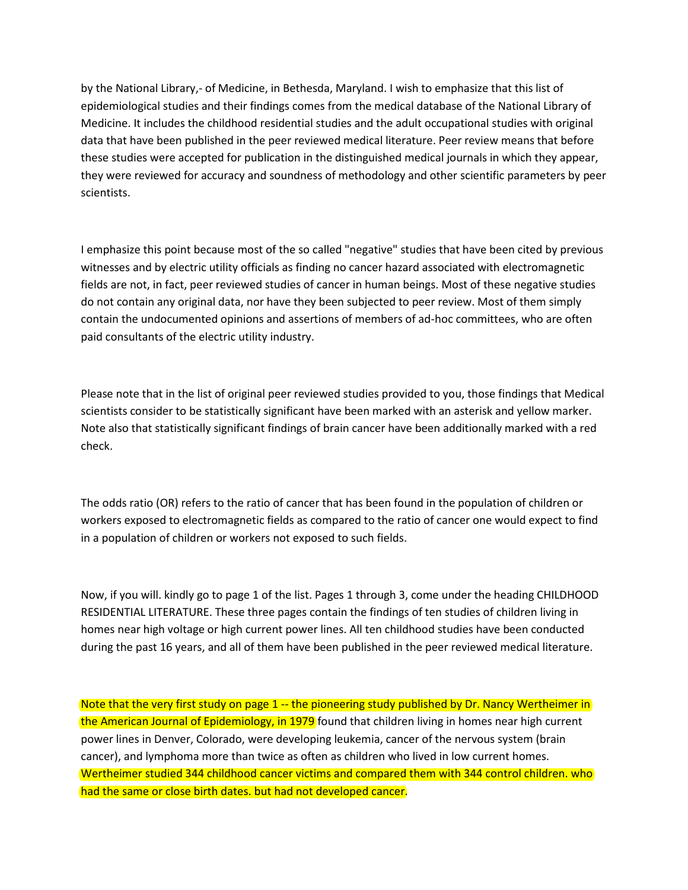by the National Library,- of Medicine, in Bethesda, Maryland. I wish to emphasize that this list of epidemiological studies and their findings comes from the medical database of the National Library of Medicine. It includes the childhood residential studies and the adult occupational studies with original data that have been published in the peer reviewed medical literature. Peer review means that before these studies were accepted for publication in the distinguished medical journals in which they appear, they were reviewed for accuracy and soundness of methodology and other scientific parameters by peer scientists.

I emphasize this point because most of the so called "negative" studies that have been cited by previous witnesses and by electric utility officials as finding no cancer hazard associated with electromagnetic fields are not, in fact, peer reviewed studies of cancer in human beings. Most of these negative studies do not contain any original data, nor have they been subjected to peer review. Most of them simply contain the undocumented opinions and assertions of members of ad-hoc committees, who are often paid consultants of the electric utility industry.

Please note that in the list of original peer reviewed studies provided to you, those findings that Medical scientists consider to be statistically significant have been marked with an asterisk and yellow marker. Note also that statistically significant findings of brain cancer have been additionally marked with a red check.

The odds ratio (OR) refers to the ratio of cancer that has been found in the population of children or workers exposed to electromagnetic fields as compared to the ratio of cancer one would expect to find in a population of children or workers not exposed to such fields.

Now, if you will. kindly go to page 1 of the list. Pages 1 through 3, come under the heading CHILDHOOD RESIDENTIAL LITERATURE. These three pages contain the findings of ten studies of children living in homes near high voltage or high current power lines. All ten childhood studies have been conducted during the past 16 years, and all of them have been published in the peer reviewed medical literature.

Note that the very first study on page 1 -- the pioneering study published by Dr. Nancy Wertheimer in the American Journal of Epidemiology, in 1979 found that children living in homes near high current power lines in Denver, Colorado, were developing leukemia, cancer of the nervous system (brain cancer), and lymphoma more than twice as often as children who lived in low current homes. Wertheimer studied 344 childhood cancer victims and compared them with 344 control children. who had the same or close birth dates. but had not developed cancer.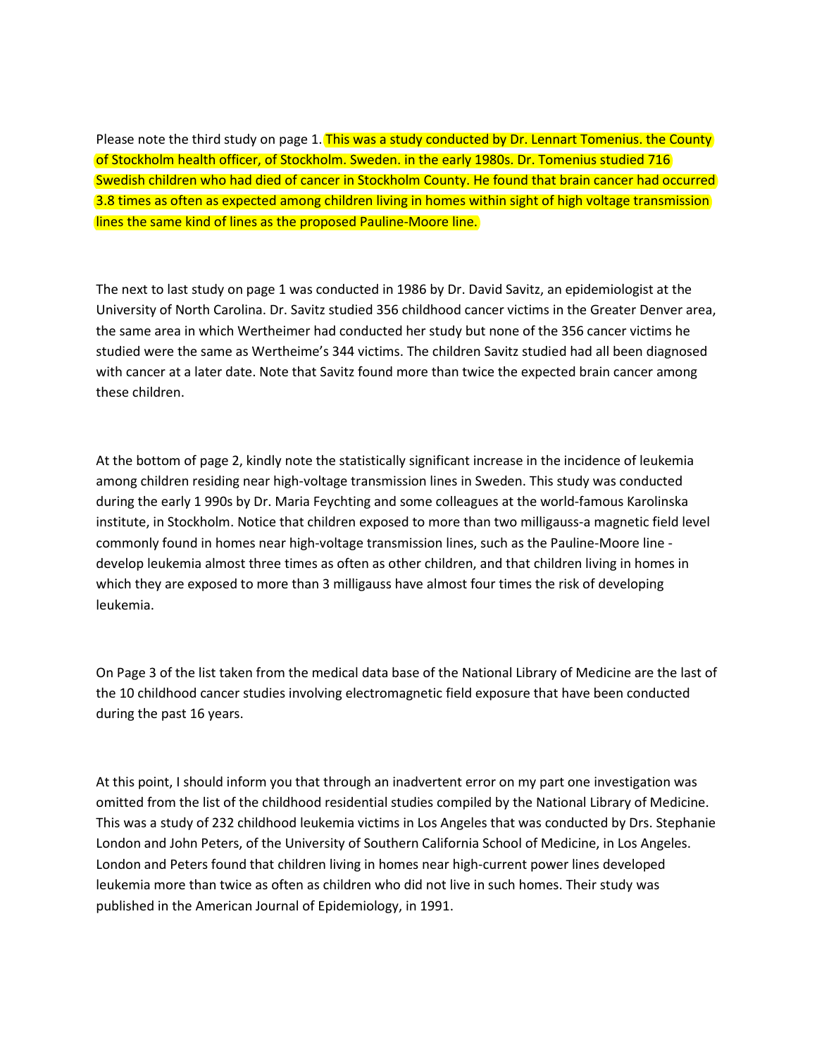Please note the third study on page 1. This was a study conducted by Dr. Lennart Tomenius. the County of Stockholm health officer, of Stockholm. Sweden. in the early 1980s. Dr. Tomenius studied 716 Swedish children who had died of cancer in Stockholm County. He found that brain cancer had occurred 3.8 times as often as expected among children living in homes within sight of high voltage transmission lines the same kind of lines as the proposed Pauline-Moore line.

The next to last study on page 1 was conducted in 1986 by Dr. David Savitz, an epidemiologist at the University of North Carolina. Dr. Savitz studied 356 childhood cancer victims in the Greater Denver area, the same area in which Wertheimer had conducted her study but none of the 356 cancer victims he studied were the same as Wertheime's 344 victims. The children Savitz studied had all been diagnosed with cancer at a later date. Note that Savitz found more than twice the expected brain cancer among these children.

At the bottom of page 2, kindly note the statistically significant increase in the incidence of leukemia among children residing near high-voltage transmission lines in Sweden. This study was conducted during the early 1 990s by Dr. Maria Feychting and some colleagues at the world-famous Karolinska institute, in Stockholm. Notice that children exposed to more than two milligauss-a magnetic field level commonly found in homes near high-voltage transmission lines, such as the Pauline-Moore line - develop leukemia almost three times as often as other children, and that children living in homes in which they are exposed to more than 3 milligauss have almost four times the risk of developing leukemia.

On Page 3 of the list taken from the medical data base of the National Library of Medicine are the last of the 10 childhood cancer studies involving electromagnetic field exposure that have been conducted during the past 16 years.

At this point, I should inform you that through an inadvertent error on my part one investigation was omitted from the list of the childhood residential studies compiled by the National Library of Medicine. This was a study of 232 childhood leukemia victims in Los Angeles that was conducted by Drs. Stephanie London and John Peters, of the University of Southern California School of Medicine, in Los Angeles. London and Peters found that children living in homes near high-current power lines developed leukemia more than twice as often as children who did not live in such homes. Their study was published in the American Journal of Epidemiology, in 1991.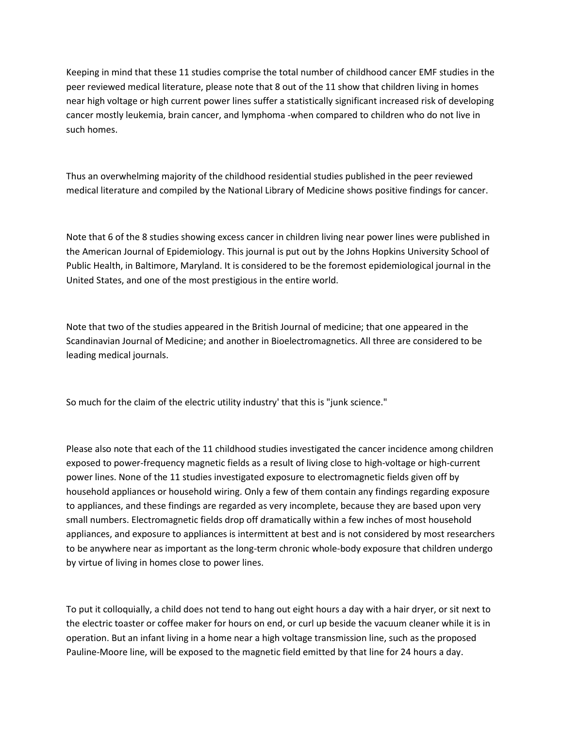Keeping in mind that these 11 studies comprise the total number of childhood cancer EMF studies in the peer reviewed medical literature, please note that 8 out of the 11 show that children living in homes near high voltage or high current power lines suffer a statistically significant increased risk of developing cancer mostly leukemia, brain cancer, and lymphoma -when compared to children who do not live in such homes.

Thus an overwhelming majority of the childhood residential studies published in the peer reviewed medical literature and compiled by the National Library of Medicine shows positive findings for cancer.

Note that 6 of the 8 studies showing excess cancer in children living near power lines were published in the American Journal of Epidemiology. This journal is put out by the Johns Hopkins University School of Public Health, in Baltimore, Maryland. It is considered to be the foremost epidemiological journal in the United States, and one of the most prestigious in the entire world.

Note that two of the studies appeared in the British Journal of medicine; that one appeared in the Scandinavian Journal of Medicine; and another in Bioelectromagnetics. All three are considered to be leading medical journals.

So much for the claim of the electric utility industry' that this is "junk science."

Please also note that each of the 11 childhood studies investigated the cancer incidence among children exposed to power-frequency magnetic fields as a result of living close to high-voltage or high-current power lines. None of the 11 studies investigated exposure to electromagnetic fields given off by household appliances or household wiring. Only a few of them contain any findings regarding exposure to appliances, and these findings are regarded as very incomplete, because they are based upon very small numbers. Electromagnetic fields drop off dramatically within a few inches of most household appliances, and exposure to appliances is intermittent at best and is not considered by most researchers to be anywhere near as important as the long-term chronic whole-body exposure that children undergo by virtue of living in homes close to power lines.

To put it colloquially, a child does not tend to hang out eight hours a day with a hair dryer, or sit next to the electric toaster or coffee maker for hours on end, or curl up beside the vacuum cleaner while it is in operation. But an infant living in a home near a high voltage transmission line, such as the proposed Pauline-Moore line, will be exposed to the magnetic field emitted by that line for 24 hours a day.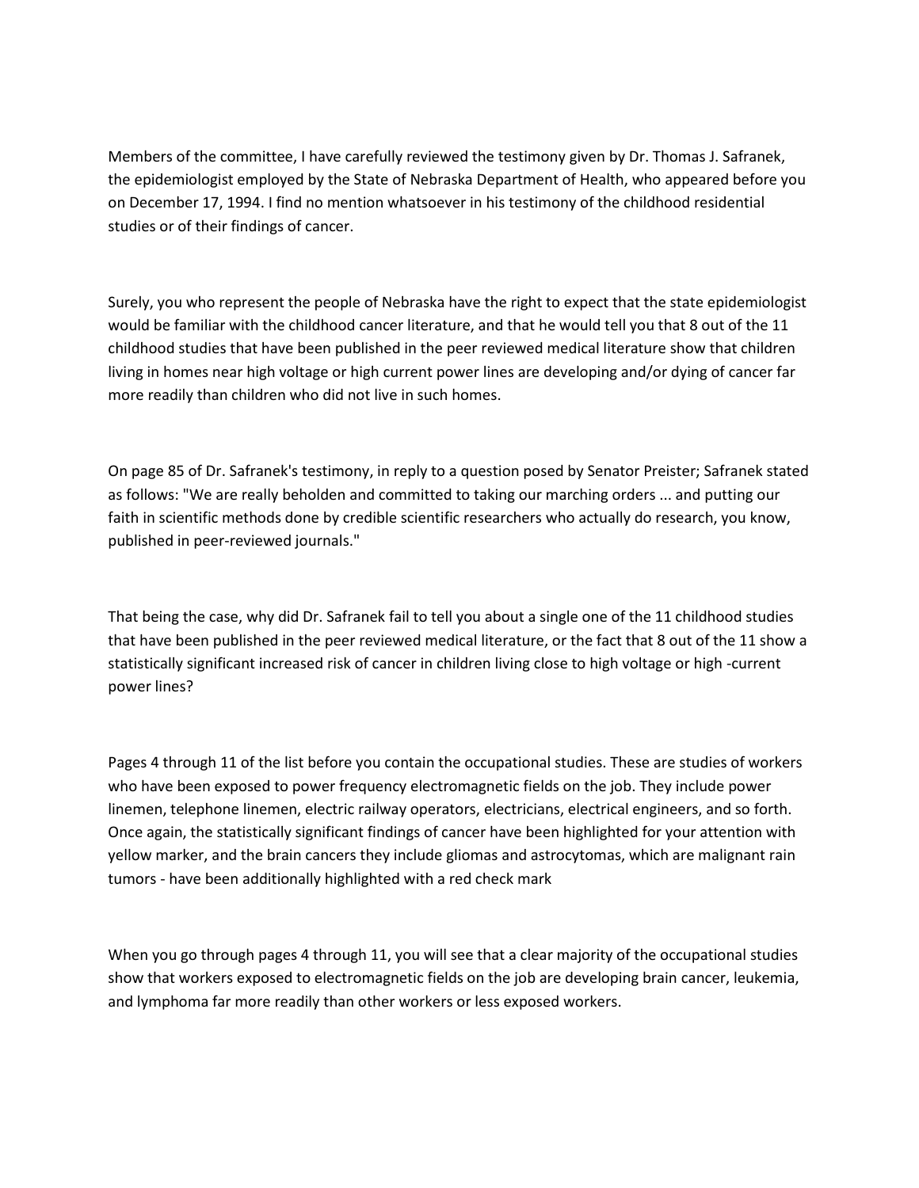Members of the committee, I have carefully reviewed the testimony given by Dr. Thomas J. Safranek, the epidemiologist employed by the State of Nebraska Department of Health, who appeared before you on December 17, 1994. I find no mention whatsoever in his testimony of the childhood residential studies or of their findings of cancer.

Surely, you who represent the people of Nebraska have the right to expect that the state epidemiologist would be familiar with the childhood cancer literature, and that he would tell you that 8 out of the 11 childhood studies that have been published in the peer reviewed medical literature show that children living in homes near high voltage or high current power lines are developing and/or dying of cancer far more readily than children who did not live in such homes.

On page 85 of Dr. Safranek's testimony, in reply to a question posed by Senator Preister; Safranek stated as follows: "We are really beholden and committed to taking our marching orders ... and putting our faith in scientific methods done by credible scientific researchers who actually do research, you know, published in peer-reviewed journals."

That being the case, why did Dr. Safranek fail to tell you about a single one of the 11 childhood studies that have been published in the peer reviewed medical literature, or the fact that 8 out of the 11 show a statistically significant increased risk of cancer in children living close to high voltage or high -current power lines?

Pages 4 through 11 of the list before you contain the occupational studies. These are studies of workers who have been exposed to power frequency electromagnetic fields on the job. They include power linemen, telephone linemen, electric railway operators, electricians, electrical engineers, and so forth. Once again, the statistically significant findings of cancer have been highlighted for your attention with yellow marker, and the brain cancers they include gliomas and astrocytomas, which are malignant rain tumors - have been additionally highlighted with a red check mark

When you go through pages 4 through 11, you will see that a clear majority of the occupational studies show that workers exposed to electromagnetic fields on the job are developing brain cancer, leukemia, and lymphoma far more readily than other workers or less exposed workers.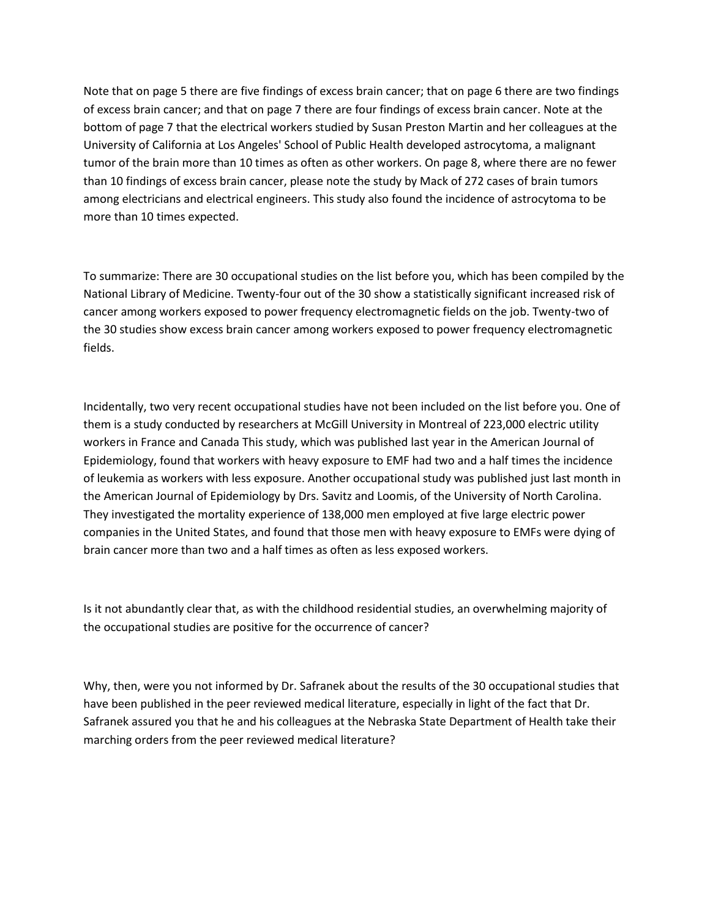Note that on page 5 there are five findings of excess brain cancer; that on page 6 there are two findings of excess brain cancer; and that on page 7 there are four findings of excess brain cancer. Note at the bottom of page 7 that the electrical workers studied by Susan Preston Martin and her colleagues at the University of California at Los Angeles' School of Public Health developed astrocytoma, a malignant tumor of the brain more than 10 times as often as other workers. On page 8, where there are no fewer than 10 findings of excess brain cancer, please note the study by Mack of 272 cases of brain tumors among electricians and electrical engineers. This study also found the incidence of astrocytoma to be more than 10 times expected.

To summarize: There are 30 occupational studies on the list before you, which has been compiled by the National Library of Medicine. Twenty-four out of the 30 show a statistically significant increased risk of cancer among workers exposed to power frequency electromagnetic fields on the job. Twenty-two of the 30 studies show excess brain cancer among workers exposed to power frequency electromagnetic fields.

Incidentally, two very recent occupational studies have not been included on the list before you. One of them is a study conducted by researchers at McGill University in Montreal of 223,000 electric utility workers in France and Canada This study, which was published last year in the American Journal of Epidemiology, found that workers with heavy exposure to EMF had two and a half times the incidence of leukemia as workers with less exposure. Another occupational study was published just last month in the American Journal of Epidemiology by Drs. Savitz and Loomis, of the University of North Carolina. They investigated the mortality experience of 138,000 men employed at five large electric power companies in the United States, and found that those men with heavy exposure to EMFs were dying of brain cancer more than two and a half times as often as less exposed workers.

Is it not abundantly clear that, as with the childhood residential studies, an overwhelming majority of the occupational studies are positive for the occurrence of cancer?

Why, then, were you not informed by Dr. Safranek about the results of the 30 occupational studies that have been published in the peer reviewed medical literature, especially in light of the fact that Dr. Safranek assured you that he and his colleagues at the Nebraska State Department of Health take their marching orders from the peer reviewed medical literature?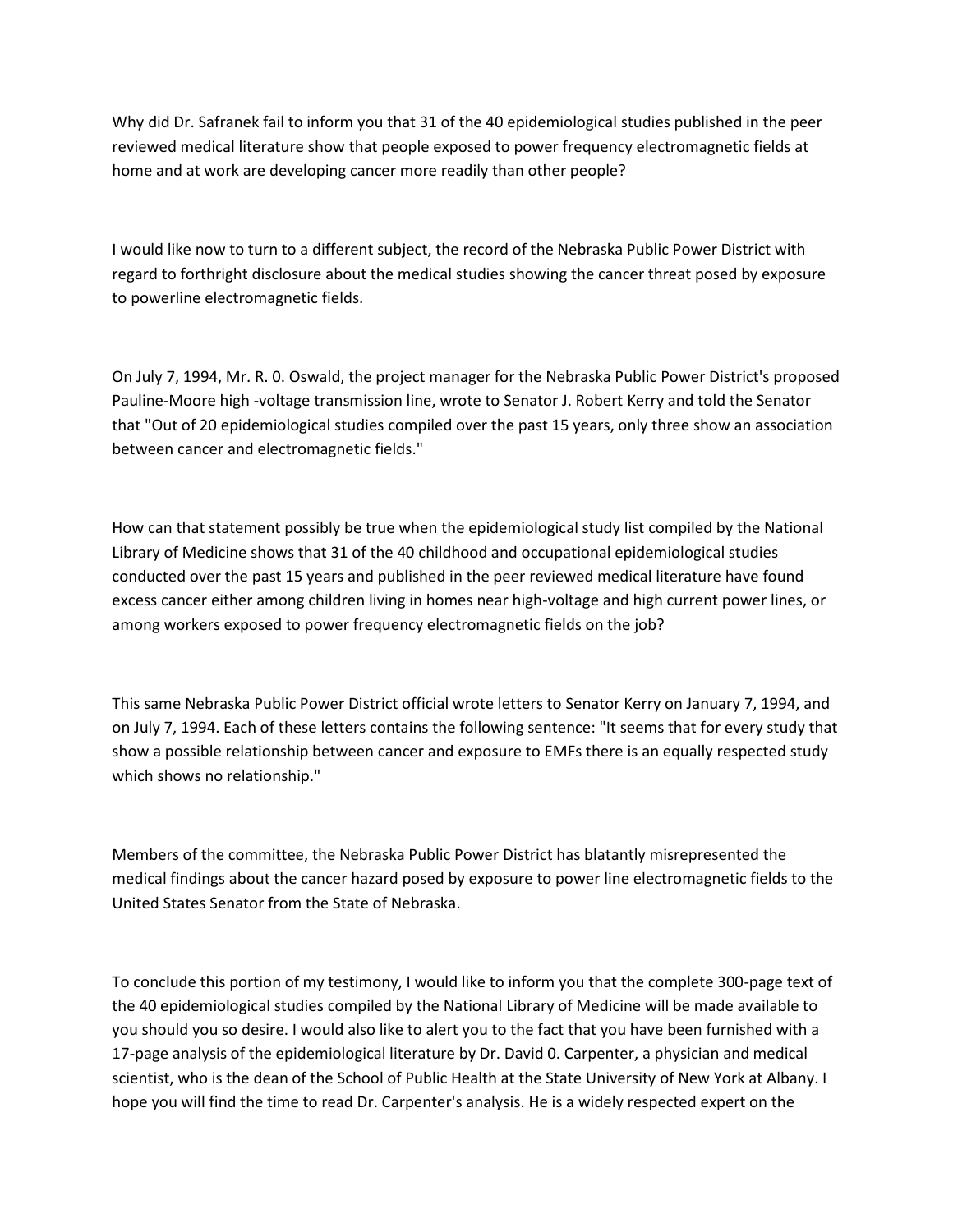Why did Dr. Safranek fail to inform you that 31 of the 40 epidemiological studies published in the peer reviewed medical literature show that people exposed to power frequency electromagnetic fields at home and at work are developing cancer more readily than other people?

I would like now to turn to a different subject, the record of the Nebraska Public Power District with regard to forthright disclosure about the medical studies showing the cancer threat posed by exposure to powerline electromagnetic fields.

On July 7, 1994, Mr. R. 0. Oswald, the project manager for the Nebraska Public Power District's proposed Pauline-Moore high -voltage transmission line, wrote to Senator J. Robert Kerry and told the Senator that "Out of 20 epidemiological studies compiled over the past 15 years, only three show an association between cancer and electromagnetic fields."

How can that statement possibly be true when the epidemiological study list compiled by the National Library of Medicine shows that 31 of the 40 childhood and occupational epidemiological studies conducted over the past 15 years and published in the peer reviewed medical literature have found excess cancer either among children living in homes near high-voltage and high current power lines, or among workers exposed to power frequency electromagnetic fields on the job?

This same Nebraska Public Power District official wrote letters to Senator Kerry on January 7, 1994, and on July 7, 1994. Each of these letters contains the following sentence: "It seems that for every study that show a possible relationship between cancer and exposure to EMFs there is an equally respected study which shows no relationship."

Members of the committee, the Nebraska Public Power District has blatantly misrepresented the medical findings about the cancer hazard posed by exposure to power line electromagnetic fields to the United States Senator from the State of Nebraska.

To conclude this portion of my testimony, I would like to inform you that the complete 300-page text of the 40 epidemiological studies compiled by the National Library of Medicine will be made available to you should you so desire. I would also like to alert you to the fact that you have been furnished with a 17-page analysis of the epidemiological literature by Dr. David 0. Carpenter, a physician and medical scientist, who is the dean of the School of Public Health at the State University of New York at Albany. I hope you will find the time to read Dr. Carpenter's analysis. He is a widely respected expert on the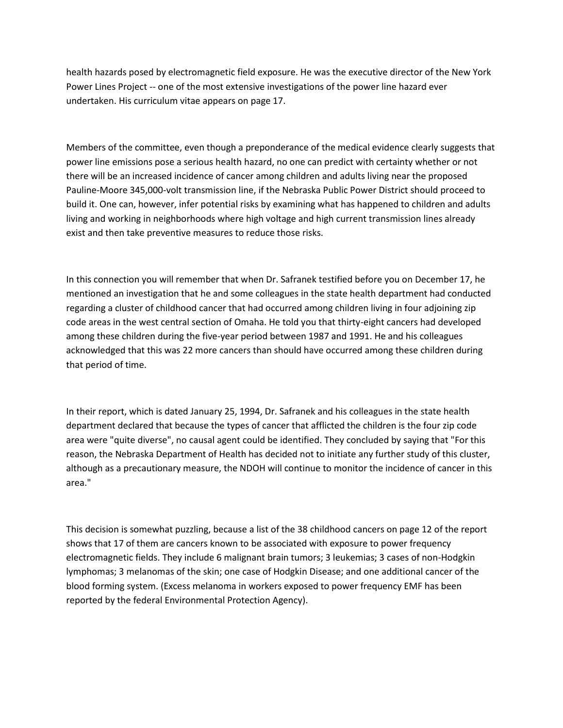health hazards posed by electromagnetic field exposure. He was the executive director of the New York Power Lines Project -- one of the most extensive investigations of the power line hazard ever undertaken. His curriculum vitae appears on page 17.

Members of the committee, even though a preponderance of the medical evidence clearly suggests that power line emissions pose a serious health hazard, no one can predict with certainty whether or not there will be an increased incidence of cancer among children and adults living near the proposed Pauline-Moore 345,000-volt transmission line, if the Nebraska Public Power District should proceed to build it. One can, however, infer potential risks by examining what has happened to children and adults living and working in neighborhoods where high voltage and high current transmission lines already exist and then take preventive measures to reduce those risks.

In this connection you will remember that when Dr. Safranek testified before you on December 17, he mentioned an investigation that he and some colleagues in the state health department had conducted regarding a cluster of childhood cancer that had occurred among children living in four adjoining zip code areas in the west central section of Omaha. He told you that thirty-eight cancers had developed among these children during the five-year period between 1987 and 1991. He and his colleagues acknowledged that this was 22 more cancers than should have occurred among these children during that period of time.

In their report, which is dated January 25, 1994, Dr. Safranek and his colleagues in the state health department declared that because the types of cancer that afflicted the children is the four zip code area were "quite diverse", no causal agent could be identified. They concluded by saying that "For this reason, the Nebraska Department of Health has decided not to initiate any further study of this cluster, although as a precautionary measure, the NDOH will continue to monitor the incidence of cancer in this area."

This decision is somewhat puzzling, because a list of the 38 childhood cancers on page 12 of the report shows that 17 of them are cancers known to be associated with exposure to power frequency electromagnetic fields. They include 6 malignant brain tumors; 3 leukemias; 3 cases of non-Hodgkin lymphomas; 3 melanomas of the skin; one case of Hodgkin Disease; and one additional cancer of the blood forming system. (Excess melanoma in workers exposed to power frequency EMF has been reported by the federal Environmental Protection Agency).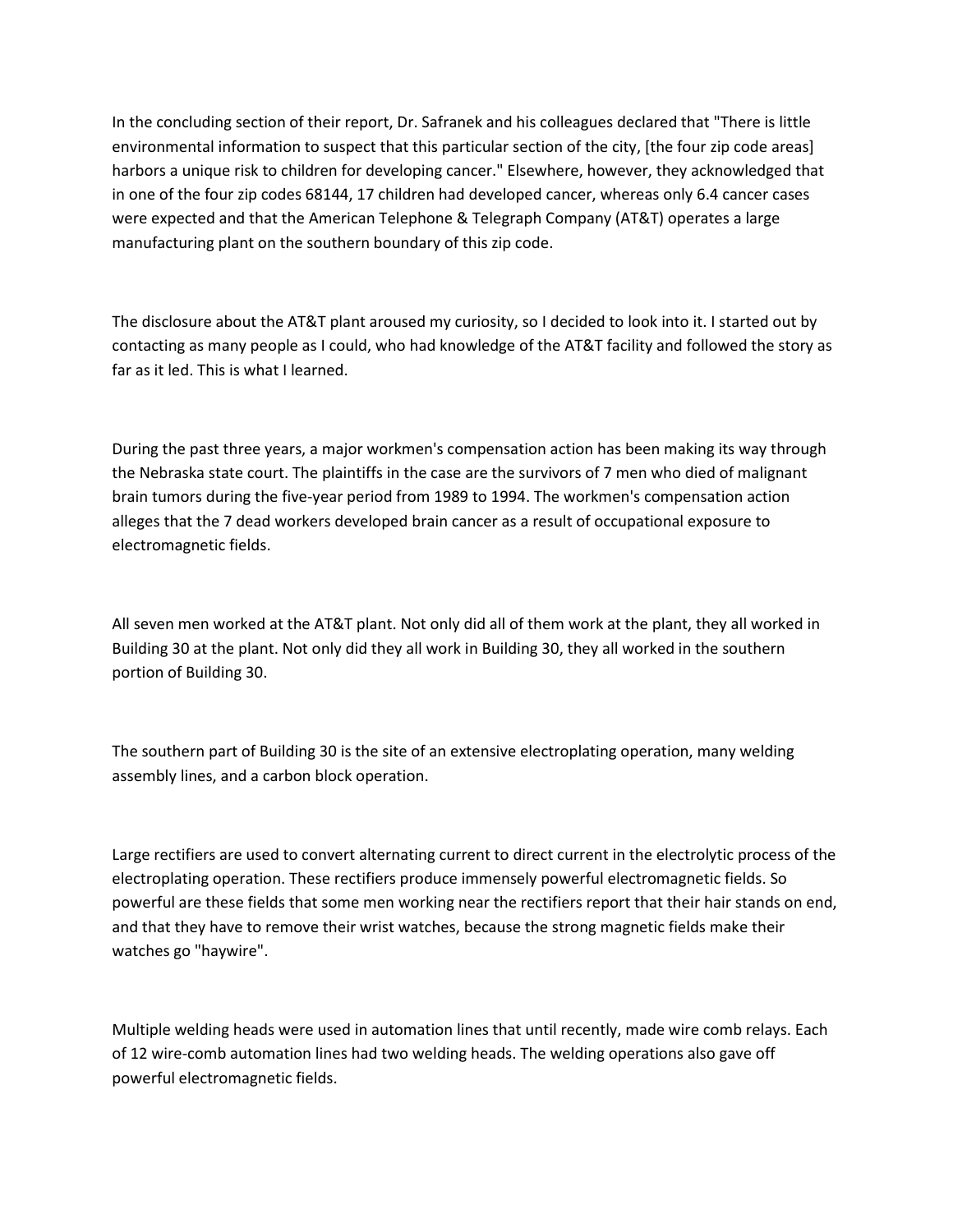In the concluding section of their report, Dr. Safranek and his colleagues declared that "There is little environmental information to suspect that this particular section of the city, [the four zip code areas] harbors a unique risk to children for developing cancer." Elsewhere, however, they acknowledged that in one of the four zip codes 68144, 17 children had developed cancer, whereas only 6.4 cancer cases were expected and that the American Telephone & Telegraph Company (AT&T) operates a large manufacturing plant on the southern boundary of this zip code.

The disclosure about the AT&T plant aroused my curiosity, so I decided to look into it. I started out by contacting as many people as I could, who had knowledge of the AT&T facility and followed the story as far as it led. This is what I learned.

During the past three years, a major workmen's compensation action has been making its way through the Nebraska state court. The plaintiffs in the case are the survivors of 7 men who died of malignant brain tumors during the five-year period from 1989 to 1994. The workmen's compensation action alleges that the 7 dead workers developed brain cancer as a result of occupational exposure to electromagnetic fields.

All seven men worked at the AT&T plant. Not only did all of them work at the plant, they all worked in Building 30 at the plant. Not only did they all work in Building 30, they all worked in the southern portion of Building 30.

The southern part of Building 30 is the site of an extensive electroplating operation, many welding assembly lines, and a carbon block operation.

Large rectifiers are used to convert alternating current to direct current in the electrolytic process of the electroplating operation. These rectifiers produce immensely powerful electromagnetic fields. So powerful are these fields that some men working near the rectifiers report that their hair stands on end, and that they have to remove their wrist watches, because the strong magnetic fields make their watches go "haywire".

Multiple welding heads were used in automation lines that until recently, made wire comb relays. Each of 12 wire-comb automation lines had two welding heads. The welding operations also gave off powerful electromagnetic fields.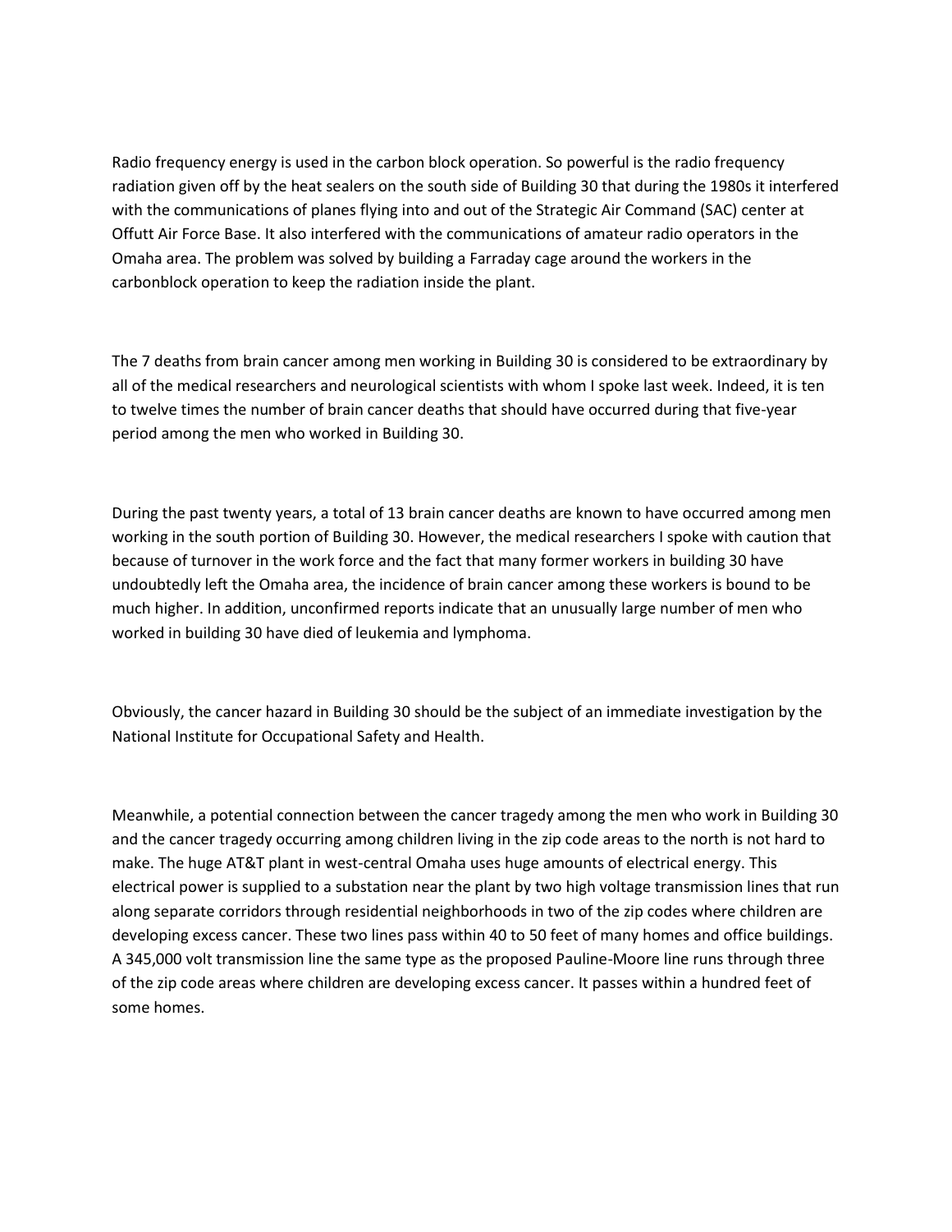Radio frequency energy is used in the carbon block operation. So powerful is the radio frequency radiation given off by the heat sealers on the south side of Building 30 that during the 1980s it interfered with the communications of planes flying into and out of the Strategic Air Command (SAC) center at Offutt Air Force Base. It also interfered with the communications of amateur radio operators in the Omaha area. The problem was solved by building a Farraday cage around the workers in the carbonblock operation to keep the radiation inside the plant.

The 7 deaths from brain cancer among men working in Building 30 is considered to be extraordinary by all of the medical researchers and neurological scientists with whom I spoke last week. Indeed, it is ten to twelve times the number of brain cancer deaths that should have occurred during that five-year period among the men who worked in Building 30.

During the past twenty years, a total of 13 brain cancer deaths are known to have occurred among men working in the south portion of Building 30. However, the medical researchers I spoke with caution that because of turnover in the work force and the fact that many former workers in building 30 have undoubtedly left the Omaha area, the incidence of brain cancer among these workers is bound to be much higher. In addition, unconfirmed reports indicate that an unusually large number of men who worked in building 30 have died of leukemia and lymphoma.

Obviously, the cancer hazard in Building 30 should be the subject of an immediate investigation by the National Institute for Occupational Safety and Health.

Meanwhile, a potential connection between the cancer tragedy among the men who work in Building 30 and the cancer tragedy occurring among children living in the zip code areas to the north is not hard to make. The huge AT&T plant in west-central Omaha uses huge amounts of electrical energy. This electrical power is supplied to a substation near the plant by two high voltage transmission lines that run along separate corridors through residential neighborhoods in two of the zip codes where children are developing excess cancer. These two lines pass within 40 to 50 feet of many homes and office buildings. A 345,000 volt transmission line the same type as the proposed Pauline-Moore line runs through three of the zip code areas where children are developing excess cancer. It passes within a hundred feet of some homes.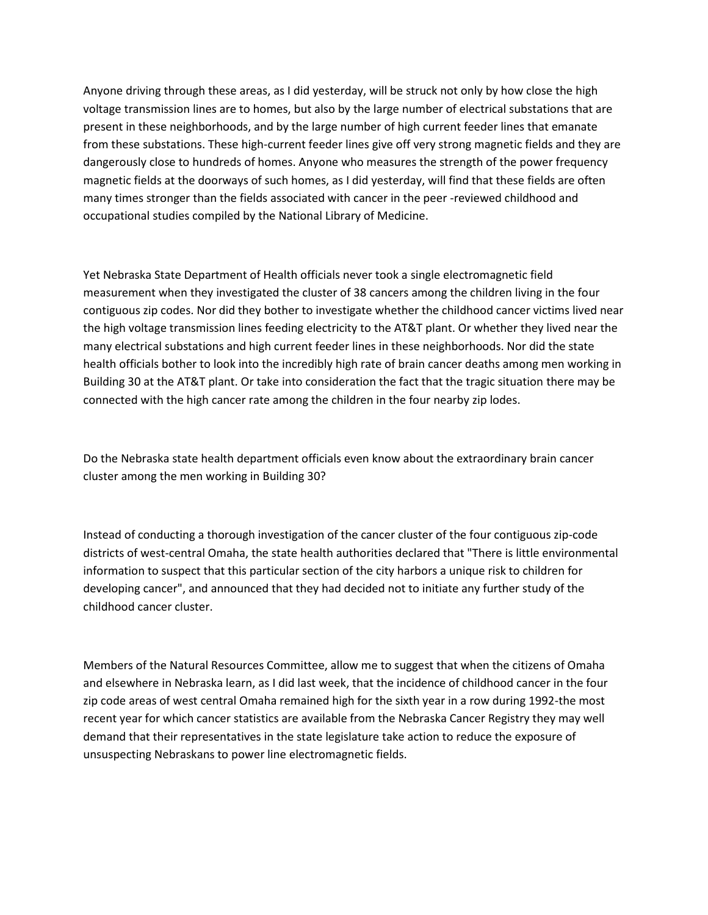Anyone driving through these areas, as I did yesterday, will be struck not only by how close the high voltage transmission lines are to homes, but also by the large number of electrical substations that are present in these neighborhoods, and by the large number of high current feeder lines that emanate from these substations. These high-current feeder lines give off very strong magnetic fields and they are dangerously close to hundreds of homes. Anyone who measures the strength of the power frequency magnetic fields at the doorways of such homes, as I did yesterday, will find that these fields are often many times stronger than the fields associated with cancer in the peer -reviewed childhood and occupational studies compiled by the National Library of Medicine.

Yet Nebraska State Department of Health officials never took a single electromagnetic field measurement when they investigated the cluster of 38 cancers among the children living in the four contiguous zip codes. Nor did they bother to investigate whether the childhood cancer victims lived near the high voltage transmission lines feeding electricity to the AT&T plant. Or whether they lived near the many electrical substations and high current feeder lines in these neighborhoods. Nor did the state health officials bother to look into the incredibly high rate of brain cancer deaths among men working in Building 30 at the AT&T plant. Or take into consideration the fact that the tragic situation there may be connected with the high cancer rate among the children in the four nearby zip lodes.

Do the Nebraska state health department officials even know about the extraordinary brain cancer cluster among the men working in Building 30?

Instead of conducting a thorough investigation of the cancer cluster of the four contiguous zip-code districts of west-central Omaha, the state health authorities declared that "There is little environmental information to suspect that this particular section of the city harbors a unique risk to children for developing cancer", and announced that they had decided not to initiate any further study of the childhood cancer cluster.

Members of the Natural Resources Committee, allow me to suggest that when the citizens of Omaha and elsewhere in Nebraska learn, as I did last week, that the incidence of childhood cancer in the four zip code areas of west central Omaha remained high for the sixth year in a row during 1992-the most recent year for which cancer statistics are available from the Nebraska Cancer Registry they may well demand that their representatives in the state legislature take action to reduce the exposure of unsuspecting Nebraskans to power line electromagnetic fields.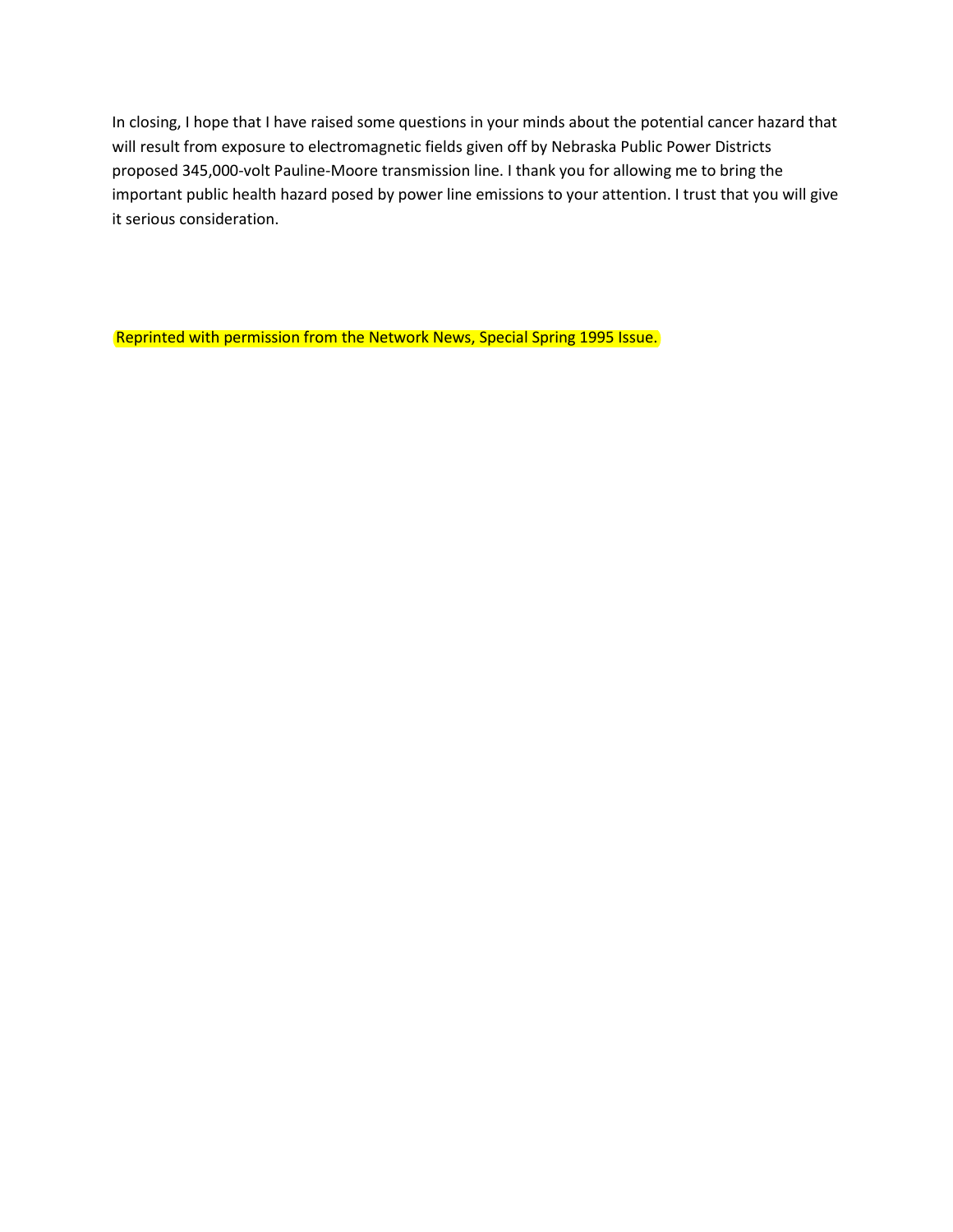In closing, I hope that I have raised some questions in your minds about the potential cancer hazard that will result from exposure to electromagnetic fields given off by Nebraska Public Power Districts proposed 345,000-volt Pauline-Moore transmission line. I thank you for allowing me to bring the important public health hazard posed by power line emissions to your attention. I trust that you will give it serious consideration.

Reprinted with permission from the Network News, Special Spring 1995 Issue.